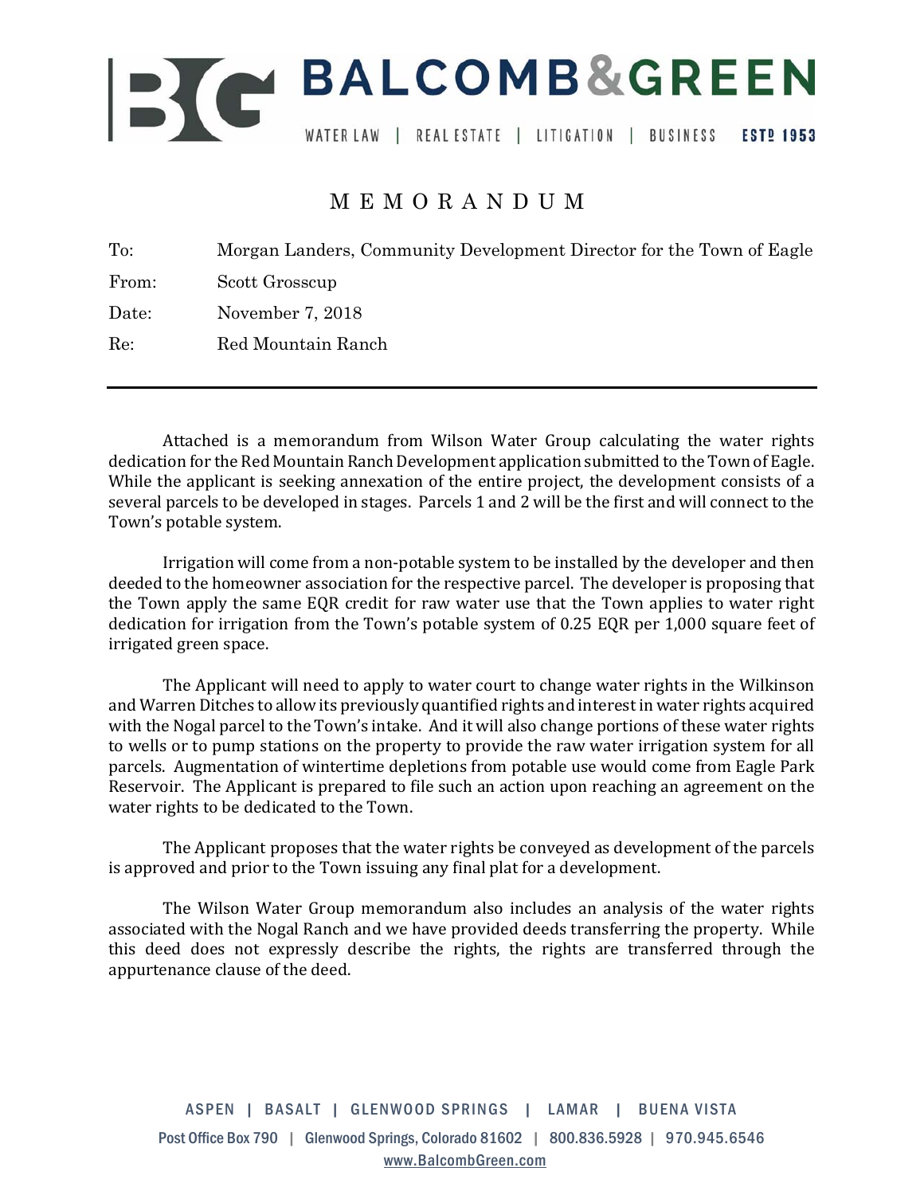# BALCOMB&GREEN

WATER LAW | REAL ESTATE | LITIGATION | BUSINESS ESTD 1953

## M E M O R A N D U M

To: Morgan Landers, Community Development Director for the Town of Eagle

From: Scott Grosscup

Date: November 7, 2018

Re: Red Mountain Ranch

---

Attached is a memorandum from Wilson Water Group calculating the water rights dedication for the Red Mountain Ranch Development application submitted to the Town of Eagle. While the applicant is seeking annexation of the entire project, the development consists of a several parcels to be developed in stages. Parcels 1 and 2 will be the first and will connect to the Town's potable system.

Irrigation will come from a non-potable system to be installed by the developer and then deeded to the homeowner association for the respective parcel. The developer is proposing that the Town apply the same EQR credit for raw water use that the Town applies to water right dedication for irrigation from the Town's potable system of 0.25 EQR per 1,000 square feet of irrigated green space.

The Applicant will need to apply to water court to change water rights in the Wilkinson and Warren Ditches to allow its previously quantified rights and interest in water rights acquired with the Nogal parcel to the Town's intake. And it will also change portions of these water rights to wells or to pump stations on the property to provide the raw water irrigation system for all parcels. Augmentation of wintertime depletions from potable use would come from Eagle Park Reservoir. The Applicant is prepared to file such an action upon reaching an agreement on the water rights to be dedicated to the Town.

The Applicant proposes that the water rights be conveyed as development of the parcels is approved and prior to the Town issuing any final plat for a development.

The Wilson Water Group memorandum also includes an analysis of the water rights associated with the Nogal Ranch and we have provided deeds transferring the property. While this deed does not expressly describe the rights, the rights are transferred through the appurtenance clause of the deed.

ASPEN | BASALT | GLENWOOD SPRINGS | LAMAR | BUENA VISTA

Post Office Box 790 | Glenwood Springs, Colorado 81602 | 800.836.5928 | 970.945.6546

www.BalcombGreen.com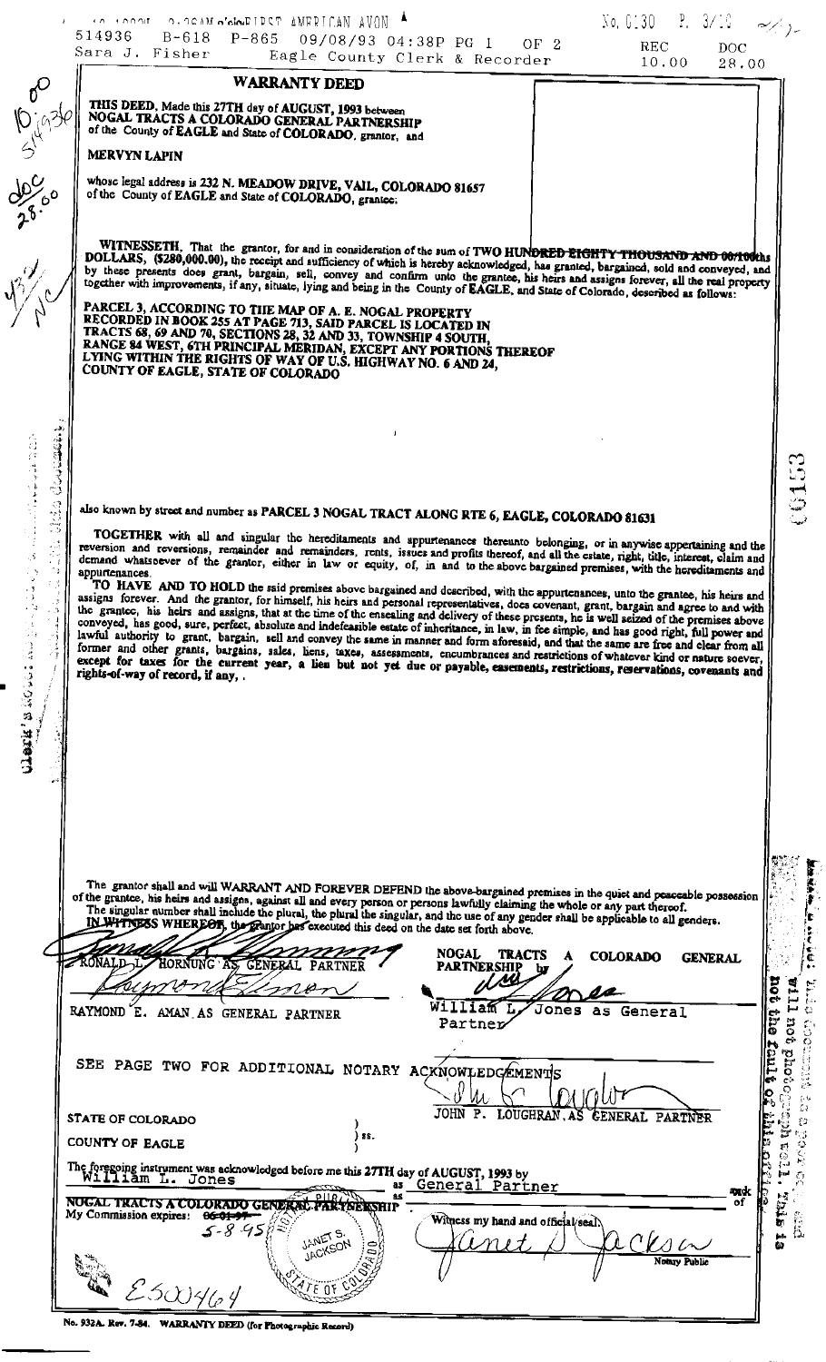514936 B-618 P-865 09/08/93 04:38P PG 1 OF 2 REC 10.00 DOC 28.00
Sara J. Fisher Eagle County Clerk & Recorder

# WARRANTY DEED

**THIS DEED**, Made this **27TH** day of **AUGUST, 1993** between **NOGAL TRACTS A COLORADO GENERAL PARTNERSHIP** of the County of **EAGLE** and State of **COLORADO**, grantor, and

**MERVYN LAPIN**

whose legal address is **232 N. MEADOW DRIVE, VAIL, COLORADO 81657** of the County of **EAGLE** and State of **COLORADO**, grantee:

**WITNESSETH**, That the grantor, for and in consideration of the sum of **TWO HUNDRED EIGHTY THOUSAND AND 00/100ths DOLLARS, ($280,000.00)**, the receipt and sufficiency of which is hereby acknowledged, has granted, bargained, sold and conveyed, and by these presents does grant, bargain, sell, convey and confirm unto the grantee, his heirs and assigns forever, all the real property together with improvements, if any, situate, lying and being in the County of **EAGLE**, and State of Colorado, described as follows:

**PARCEL 3, ACCORDING TO THE MAP OF A. E. NOGAL PROPERTY RECORDED IN BOOK 255 AT PAGE 713, SAID PARCEL IS LOCATED IN TRACTS 68, 69 AND 70, SECTIONS 28, 32 AND 33, TOWNSHIP 4 SOUTH, RANGE 84 WEST, 6TH PRINCIPAL MERIDIAN, EXCEPT ANY PORTIONS THEREOF LYING WITHIN THE RIGHTS OF WAY OF U.S. HIGHWAY NO. 6 AND 24, COUNTY OF EAGLE, STATE OF COLORADO**

also known by street and number as **PARCEL 3 NOGAL TRACT ALONG RTE 6, EAGLE, COLORADO 81631**

**TOGETHER** with all and singular the hereditaments and appurtenances thereunto belonging, or in anywise appertaining and the reversion and reversions, remainder and remainders, rents, issues and profits thereof, and all the estate, right, title, interest, claim and demand whatsoever of the grantor, either in law or equity, of, in and to the above bargained premises, with the hereditaments and appurtenances.

**TO HAVE AND TO HOLD** the said premises above bargained and described, with the appurtenances, unto the grantee, his heirs and assigns forever. And the grantor, for himself, his heirs and personal representatives, does covenant, grant, bargain and agree to and with the grantee, his heirs and assigns, that at the time of the ensealing and delivery of these presents, he is well seized of the premises above conveyed, has good, sure, perfect, absolute and indefeasible estate of inheritance, in law, in fee simple, and has good right, full power and lawful authority to grant, bargain, sell and convey the same in manner and form aforesaid, and that the same are free and clear from all former and other grants, bargains, sales, liens, taxes, assessments, encumbrances and restrictions of whatever kind or nature soever, **except for taxes for the current year, a lien but not yet due or payable, easements, restrictions, reservations, covenants and rights-of-way of record, if any, .**

The grantor shall and will WARRANT AND FOREVER DEFEND the above-bargained premises in the quiet and peaceable possession of the grantee, his heirs and assigns, against all and every person or persons lawfully claiming the whole or any part thereof. The singular number shall include the plural, the plural the singular, and the use of any gender shall be applicable to all genders.

**IN WITNESS WHEREOF**, the grantor has executed this deed on the date set forth above.

RONALD L. HORNUNG AS GENERAL PARTNER

RAYMOND E. AMAN AS GENERAL PARTNER

NOGAL TRACTS A COLORADO GENERAL PARTNERSHIP by

William L. Jones as General Partner

SEE PAGE TWO FOR ADDITIONAL NOTARY ACKNOWLEDGEMENTS

JOHN P. LOUGHRAN, AS GENERAL PARTNER

STATE OF COLORADO )
) ss.
COUNTY OF EAGLE )

The foregoing instrument was acknowledged before me this 27TH day of AUGUST, 1993 by William L. Jones as General Partner of NOGAL TRACTS A COLORADO GENERAL PARTNERSHIP

My Commission expires: 5-8-95

Witness my hand and official seal.

Janet S. Jackson
Notary Public

E500464

No. 932A. Rev. 7-84. WARRANTY DEED (for Photographic Record)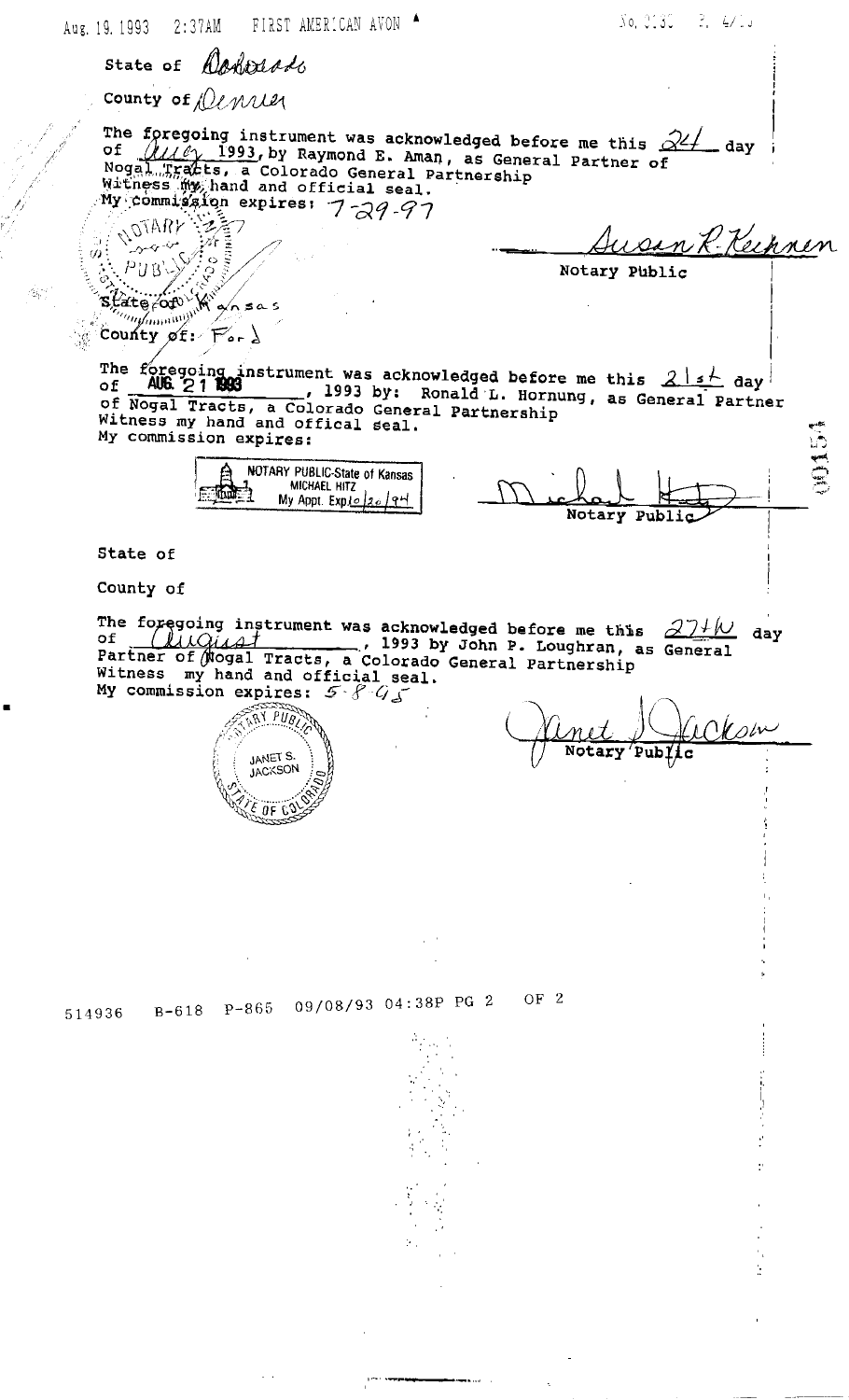State of Colorado

County of Denver

The foregoing instrument was acknowledged before me this 24 day of July 1993, by Raymond E. Aman, as General Partner of Nogal Tracts, a Colorado General Partnership
Witness my hand and official seal.
My commission expires: 7-29-97

Susan R. Kechnen
Notary Public

State of Kansas

County of: Ford

The foregoing instrument was acknowledged before me this 21st day of AUG. 21 1993, 1993 by: Ronald L. Hornung, as General Partner of Nogal Tracts, a Colorado General Partnership
Witness my hand and offical seal.
My commission expires:

NOTARY PUBLIC-State of Kansas
MICHAEL HITZ
My Appt. Exp. 6/20/94

Michael Hitz
Notary Public

State of

County of

The foregoing instrument was acknowledged before me this 27th day of August, 1993 by John P. Loughran, as General Partner of Nogal Tracts, a Colorado General Partnership
Witness my hand and official seal.
My commission expires: 5-8-95

NOTARY PUBLIC
JANET S. JACKSON
STATE OF COLORADO

Janet J. Jackson
Notary Public

514936 B-618 P-865 09/08/93 04:38P PG 2 OF 2